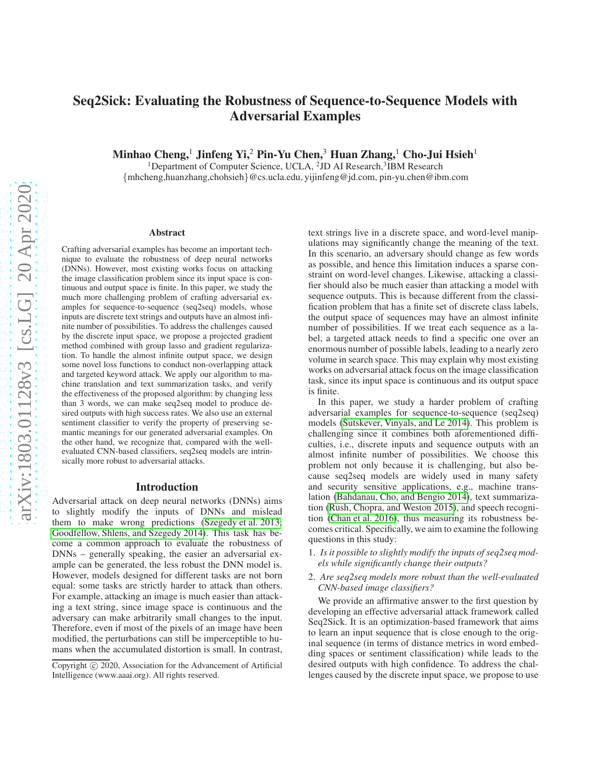# Seq2Sick: Evaluating the Robustness of Sequence-to-Sequence Models with Adversarial Examples

**Minhao Cheng,**[1] **Jinfeng Yi,**[2] **Pin-Yu Chen,**[3] **Huan Zhang,**[1] **Cho-Jui Hsieh**[1]

[1]Department of Computer Science, UCLA, [2]JD AI Research,[3]IBM Research

{mhcheng,huanzhang,chohsieh}@cs.ucla.edu, yijinfeng@jd.com, pin-yu.chen@ibm.com

## Abstract

Crafting adversarial examples has become an important technique to evaluate the robustness of deep neural networks (DNNs). However, most existing works focus on attacking the image classification problem since its input space is continuous and output space is finite. In this paper, we study the much more challenging problem of crafting adversarial examples for sequence-to-sequence (seq2seq) models, whose inputs are discrete text strings and outputs have an almost infinite number of possibilities. To address the challenges caused by the discrete input space, we propose a projected gradient method combined with group lasso and gradient regularization. To handle the almost infinite output space, we design some novel loss functions to conduct non-overlapping attack and targeted keyword attack. We apply our algorithm to machine translation and text summarization tasks, and verify the effectiveness of the proposed algorithm: by changing less than 3 words, we can make seq2seq model to produce desired outputs with high success rates. We also use an external sentiment classifier to verify the property of preserving semantic meanings for our generated adversarial examples. On the other hand, we recognize that, compared with the well-evaluated CNN-based classifiers, seq2seq models are intrinsically more robust to adversarial attacks.

## Introduction

Adversarial attack on deep neural networks (DNNs) aims to slightly modify the inputs of DNNs and mislead them to make wrong predictions (Szegedy et al. 2013; Goodfellow, Shlens, and Szegedy 2014). This task has become a common approach to evaluate the robustness of DNNs – generally speaking, the easier an adversarial example can be generated, the less robust the DNN model is. However, models designed for different tasks are not born equal: some tasks are strictly harder to attack than others. For example, attacking an image is much easier than attacking a text string, since image space is continuous and the adversary can make arbitrarily small changes to the input. Therefore, even if most of the pixels of an image have been modified, the perturbations can still be imperceptible to humans when the accumulated distortion is small. In contrast, text strings live in a discrete space, and word-level manipulations may significantly change the meaning of the text. In this scenario, an adversary should change as few words as possible, and hence this limitation induces a sparse constraint on word-level changes. Likewise, attacking a classifier should also be much easier than attacking a model with sequence outputs. This is because different from the classification problem that has a finite set of discrete class labels, the output space of sequences may have an almost infinite number of possibilities. If we treat each sequence as a label, a targeted attack needs to find a specific one over an enormous number of possible labels, leading to a nearly zero volume in search space. This may explain why most existing works on adversarial attack focus on the image classification task, since its input space is continuous and its output space is finite.

In this paper, we study a harder problem of crafting adversarial examples for sequence-to-sequence (seq2seq) models (Sutskever, Vinyals, and Le 2014). This problem is challenging since it combines both aforementioned difficulties, i.e., discrete inputs and sequence outputs with an almost infinite number of possibilities. We choose this problem not only because it is challenging, but also because seq2seq models are widely used in many safety and security sensitive applications, e.g., machine translation (Bahdanau, Cho, and Bengio 2014), text summarization (Rush, Chopra, and Weston 2015), and speech recognition (Chan et al. 2016), thus measuring its robustness becomes critical. Specifically, we aim to examine the following questions in this study:

1. *Is it possible to slightly modify the inputs of seq2seq models while significantly change their outputs?*
2. *Are seq2seq models more robust than the well-evaluated CNN-based image classifiers?*

We provide an affirmative answer to the first question by developing an effective adversarial attack framework called Seq2Sick. It is an optimization-based framework that aims to learn an input sequence that is close enough to the original sequence (in terms of distance metrics in word embedding spaces or sentiment classification) while leads to the desired outputs with high confidence. To address the challenges caused by the discrete input space, we propose to use

Copyright © 2020, Association for the Advancement of Artificial Intelligence (www.aaai.org). All rights reserved.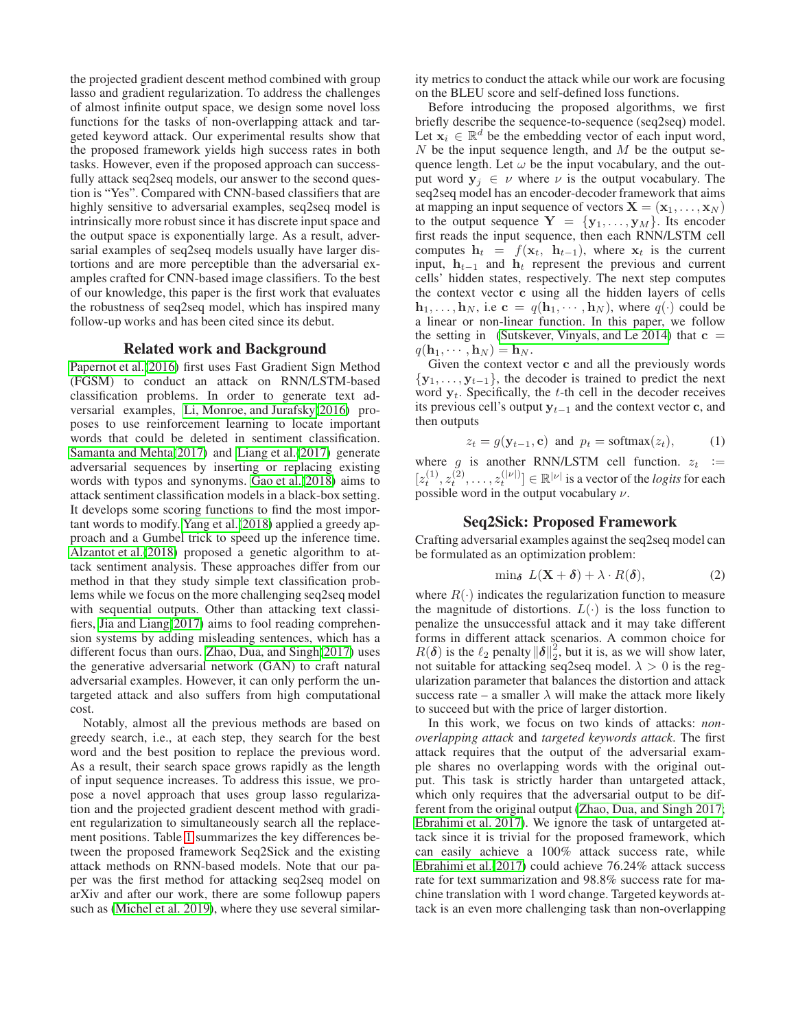the projected gradient descent method combined with group lasso and gradient regularization. To address the challenges of almost infinite output space, we design some novel loss functions for the tasks of non-overlapping attack and targeted keyword attack. Our experimental results show that the proposed framework yields high success rates in both tasks. However, even if the proposed approach can successfully attack seq2seq models, our answer to the second question is "Yes". Compared with CNN-based classifiers that are highly sensitive to adversarial examples, seq2seq model is intrinsically more robust since it has discrete input space and the output space is exponentially large. As a result, adversarial examples of seq2seq models usually have larger distortions and are more perceptible than the adversarial examples crafted for CNN-based image classifiers. To the best of our knowledge, this paper is the first work that evaluates the robustness of seq2seq model, which has inspired many follow-up works and has been cited since its debut.

## Related work and Background

Papernot et al. (2016) first uses Fast Gradient Sign Method (FGSM) to conduct an attack on RNN/LSTM-based classification problems. In order to generate text adversarial examples, Li, Monroe, and Jurafsky (2016) proposes to use reinforcement learning to locate important words that could be deleted in sentiment classification. Samanta and Mehta (2017) and Liang et al. (2017) generate adversarial sequences by inserting or replacing existing words with typos and synonyms. Gao et al. (2018) aims to attack sentiment classification models in a black-box setting. It develops some scoring functions to find the most important words to modify. Yang et al. (2018) applied a greedy approach and a Gumbel trick to speed up the inference time. Alzantot et al. (2018) proposed a genetic algorithm to attack sentiment analysis. These approaches differ from our method in that they study simple text classification problems while we focus on the more challenging seq2seq model with sequential outputs. Other than attacking text classifiers, Jia and Liang (2017) aims to fool reading comprehension systems by adding misleading sentences, which has a different focus than ours. Zhao, Dua, and Singh (2017) uses the generative adversarial network (GAN) to craft natural adversarial examples. However, it can only perform the untargeted attack and also suffers from high computational cost.

Notably, almost all the previous methods are based on greedy search, i.e., at each step, they search for the best word and the best position to replace the previous word. As a result, their search space grows rapidly as the length of input sequence increases. To address this issue, we propose a novel approach that uses group lasso regularization and the projected gradient descent method with gradient regularization to simultaneously search all the replacement positions. Table 1 summarizes the key differences between the proposed framework Seq2Sick and the existing attack methods on RNN-based models. Note that our paper was the first method for attacking seq2seq model on arXiv and after our work, there are some followup papers such as (Michel et al. 2019), where they use several similarity metrics to conduct the attack while our work are focusing on the BLEU score and self-defined loss functions.

Before introducing the proposed algorithms, we first briefly describe the sequence-to-sequence (seq2seq) model. Let $\mathbf{x}_i \in \mathbb{R}^d$ be the embedding vector of each input word, $N$ be the input sequence length, and $M$ be the output sequence length. Let $\omega$ be the input vocabulary, and the output word $\mathbf{y}_j \in \nu$ where $\nu$ is the output vocabulary. The seq2seq model has an encoder-decoder framework that aims at mapping an input sequence of vectors $\mathbf{X} = (\mathbf{x}_1, \ldots, \mathbf{x}_N)$ to the output sequence $\mathbf{Y} = \{\mathbf{y}_1, \ldots, \mathbf{y}_M\}$. Its encoder first reads the input sequence, then each RNN/LSTM cell computes $\mathbf{h}_t = f(\mathbf{x}_t, \mathbf{h}_{t-1})$, where $\mathbf{x}_t$ is the current input, $\mathbf{h}_{t-1}$ and $\mathbf{h}_t$ represent the previous and current cells' hidden states, respectively. The next step computes the context vector $\mathbf{c}$ using all the hidden layers of cells $\mathbf{h}_1, \ldots, \mathbf{h}_N$, i.e $\mathbf{c} = q(\mathbf{h}_1, \cdots, \mathbf{h}_N)$, where $q(\cdot)$ could be a linear or non-linear function. In this paper, we follow the setting in (Sutskever, Vinyals, and Le 2014) that $\mathbf{c} = q(\mathbf{h}_1, \cdots, \mathbf{h}_N) = \mathbf{h}_N$.

Given the context vector $\mathbf{c}$ and all the previously words $\{\mathbf{y}_1, \ldots, \mathbf{y}_{t-1}\}$, the decoder is trained to predict the next word $\mathbf{y}_t$. Specifically, the $t$-th cell in the decoder receives its previous cell's output $\mathbf{y}_{t-1}$ and the context vector $\mathbf{c}$, and then outputs

$$z_t = g(\mathbf{y}_{t-1}, \mathbf{c}) \text{ and } p_t = \text{softmax}(z_t), \tag{1}$$

where $g$ is another RNN/LSTM cell function. $z_t := [z_t^{(1)}, z_t^{(2)}, \ldots, z_t^{(|\nu|)}] \in \mathbb{R}^{|\nu|}$ is a vector of the *logits* for each possible word in the output vocabulary $\nu$.

## Seq2Sick: Proposed Framework

Crafting adversarial examples against the seq2seq model can be formulated as an optimization problem:

$$\min_{\boldsymbol{\delta}} \; L(\mathbf{X} + \boldsymbol{\delta}) + \lambda \cdot R(\boldsymbol{\delta}), \tag{2}$$

where $R(\cdot)$ indicates the regularization function to measure the magnitude of distortions. $L(\cdot)$ is the loss function to penalize the unsuccessful attack and it may take different forms in different attack scenarios. A common choice for $R(\boldsymbol{\delta})$ is the $\ell_2$ penalty $\|\boldsymbol{\delta}\|_2^2$, but it is, as we will show later, not suitable for attacking seq2seq model. $\lambda > 0$ is the regularization parameter that balances the distortion and attack success rate – a smaller $\lambda$ will make the attack more likely to succeed but with the price of larger distortion.

In this work, we focus on two kinds of attacks: *non-overlapping attack* and *targeted keywords attack*. The first attack requires that the output of the adversarial example shares no overlapping words with the original output. This task is strictly harder than untargeted attack, which only requires that the adversarial output to be different from the original output (Zhao, Dua, and Singh 2017; Ebrahimi et al. 2017). We ignore the task of untargeted attack since it is trivial for the proposed framework, which can easily achieve a 100% attack success rate, while Ebrahimi et al. 2017) could achieve 76.24% attack success rate for text summarization and 98.8% success rate for machine translation with 1 word change. Targeted keywords attack is an even more challenging task than non-overlapping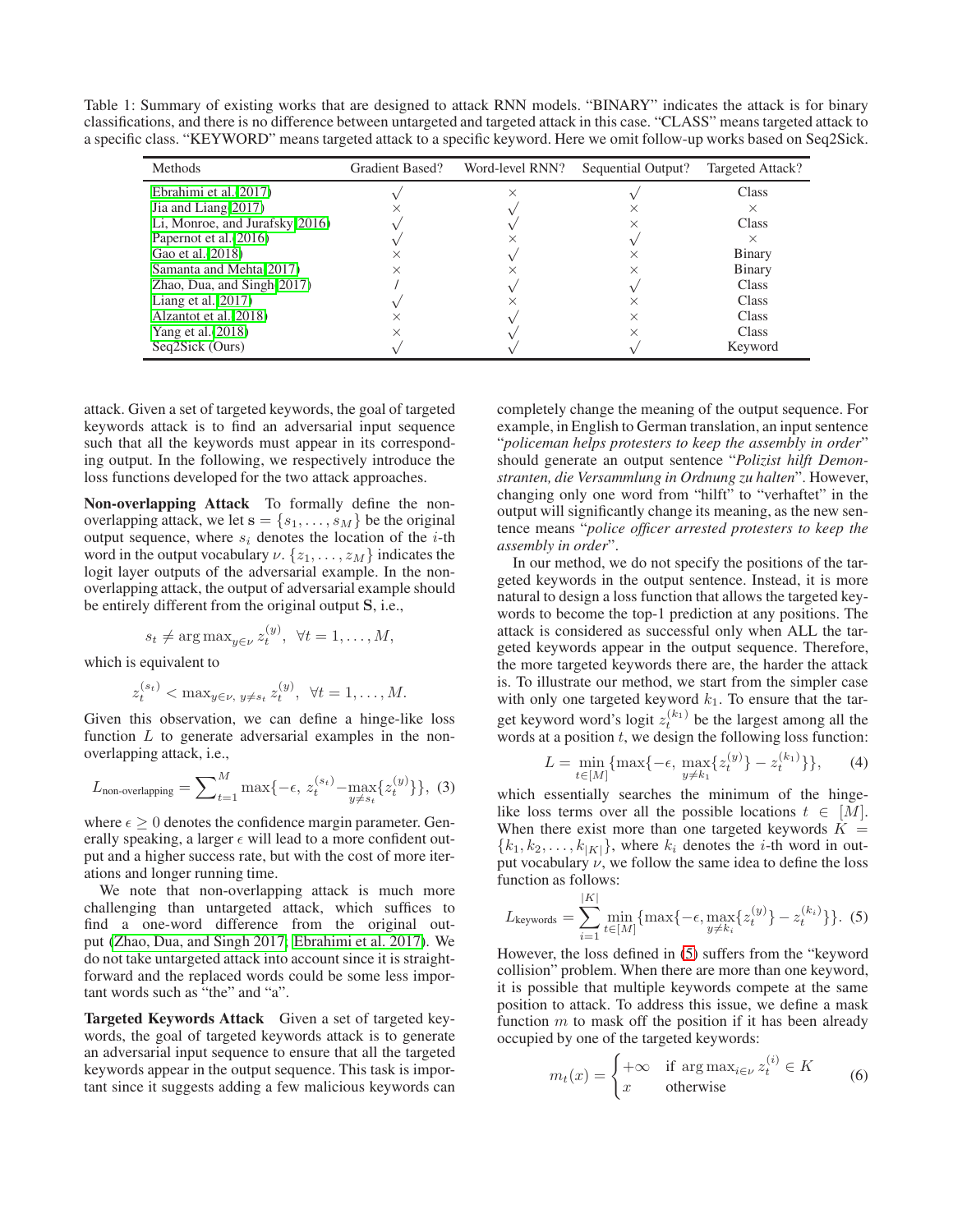Table 1: Summary of existing works that are designed to attack RNN models. "BINARY" indicates the attack is for binary classifications, and there is no difference between untargeted and targeted attack in this case. "CLASS" means targeted attack to a specific class. "KEYWORD" means targeted attack to a specific keyword. Here we omit follow-up works based on Seq2Sick.

| Methods | Gradient Based? | Word-level RNN? | Sequential Output? | Targeted Attack? |
|---|---|---|---|---|
| Ebrahimi et al. 2017) | √ | × | √ | Class |
| Jia and Liang 2017) | × | √ | × | × |
| Li, Monroe, and Jurafsky 2016) | √ | √ | × | Class |
| Papernot et al. 2016) | √ | × | √ | × |
| Gao et al. 2018) | × | √ | × | Binary |
| Samanta and Mehta 2017) | × | × | × | Binary |
| Zhao, Dua, and Singh 2017) | / | √ | √ | Class |
| Liang et al. 2017) | √ | × | × | Class |
| Alzantot et al. 2018) | × | √ | × | Class |
| Yang et al. 2018) | × | √ | × | Class |
| Seq2Sick (Ours) | √ | √ | √ | Keyword |

attack. Given a set of targeted keywords, the goal of targeted keywords attack is to find an adversarial input sequence such that all the keywords must appear in its corresponding output. In the following, we respectively introduce the loss functions developed for the two attack approaches.

**Non-overlapping Attack** To formally define the non-overlapping attack, we let $\mathbf{s} = \{s_1, \ldots, s_M\}$ be the original output sequence, where $s_i$ denotes the location of the $i$-th word in the output vocabulary $\nu$. $\{z_1, \ldots, z_M\}$ indicates the logit layer outputs of the adversarial example. In the non-overlapping attack, the output of adversarial example should be entirely different from the original output $\mathbf{S}$, i.e.,

$$s_t \neq \arg\max_{y \in \nu} z_t^{(y)}, \ \ \forall t = 1, \ldots, M,$$

which is equivalent to

$$z_t^{(s_t)} < \max_{y \in \nu, \ y \neq s_t} z_t^{(y)}, \ \ \forall t = 1, \ldots, M.$$

Given this observation, we can define a hinge-like loss function $L$ to generate adversarial examples in the non-overlapping attack, i.e.,

$$L_{\text{non-overlapping}} = \sum_{t=1}^{M} \max\{-\epsilon, \ z_t^{(s_t)} - \max_{y \neq s_t}\{z_t^{(y)}\}\}, \ (3)$$

where $\epsilon \geq 0$ denotes the confidence margin parameter. Generally speaking, a larger $\epsilon$ will lead to a more confident output and a higher success rate, but with the cost of more iterations and longer running time.

We note that non-overlapping attack is much more challenging than untargeted attack, which suffices to find a one-word difference from the original output (Zhao, Dua, and Singh 2017; Ebrahimi et al. 2017). We do not take untargeted attack into account since it is straightforward and the replaced words could be some less important words such as "the" and "a".

**Targeted Keywords Attack** Given a set of targeted keywords, the goal of targeted keywords attack is to generate an adversarial input sequence to ensure that all the targeted keywords appear in the output sequence. This task is important since it suggests adding a few malicious keywords can completely change the meaning of the output sequence. For example, in English to German translation, an input sentence "*policeman helps protesters to keep the assembly in order*" should generate an output sentence "*Polizist hilft Demonstranten, die Versammlung in Ordnung zu halten*". However, changing only one word from "hilft" to "verhaftet" in the output will significantly change its meaning, as the new sentence means "*police officer arrested protesters to keep the assembly in order*".

In our method, we do not specify the positions of the targeted keywords in the output sentence. Instead, it is more natural to design a loss function that allows the targeted keywords to become the top-1 prediction at any positions. The attack is considered as successful only when ALL the targeted keywords appear in the output sequence. Therefore, the more targeted keywords there are, the harder the attack is. To illustrate our method, we start from the simpler case with only one targeted keyword $k_1$. To ensure that the target keyword word's logit $z_t^{(k_1)}$ be the largest among all the words at a position $t$, we design the following loss function:

$$L = \min_{t \in [M]}\{\max\{-\epsilon, \ \max_{y \neq k_1}\{z_t^{(y)}\} - z_t^{(k_1)}\}\}, \qquad (4)$$

which essentially searches the minimum of the hinge-like loss terms over all the possible locations $t \in [M]$. When there exist more than one targeted keywords $K = \{k_1, k_2, \ldots, k_{|K|}\}$, where $k_i$ denotes the $i$-th word in output vocabulary $\nu$, we follow the same idea to define the loss function as follows:

$$L_{\text{keywords}} = \sum_{i=1}^{|K|} \min_{t \in [M]}\{\max\{-\epsilon, \max_{y \neq k_i}\{z_t^{(y)}\} - z_t^{(k_i)}\}\}. \ (5)$$

However, the loss defined in (5) suffers from the "keyword collision" problem. When there are more than one keyword, it is possible that multiple keywords compete at the same position to attack. To address this issue, we define a mask function $m$ to mask off the position if it has been already occupied by one of the targeted keywords:

$$m_t(x) = \begin{cases} +\infty & \text{if } \arg\max_{i \in \nu} z_t^{(i)} \in K \\ x & \text{otherwise} \end{cases} \qquad (6)$$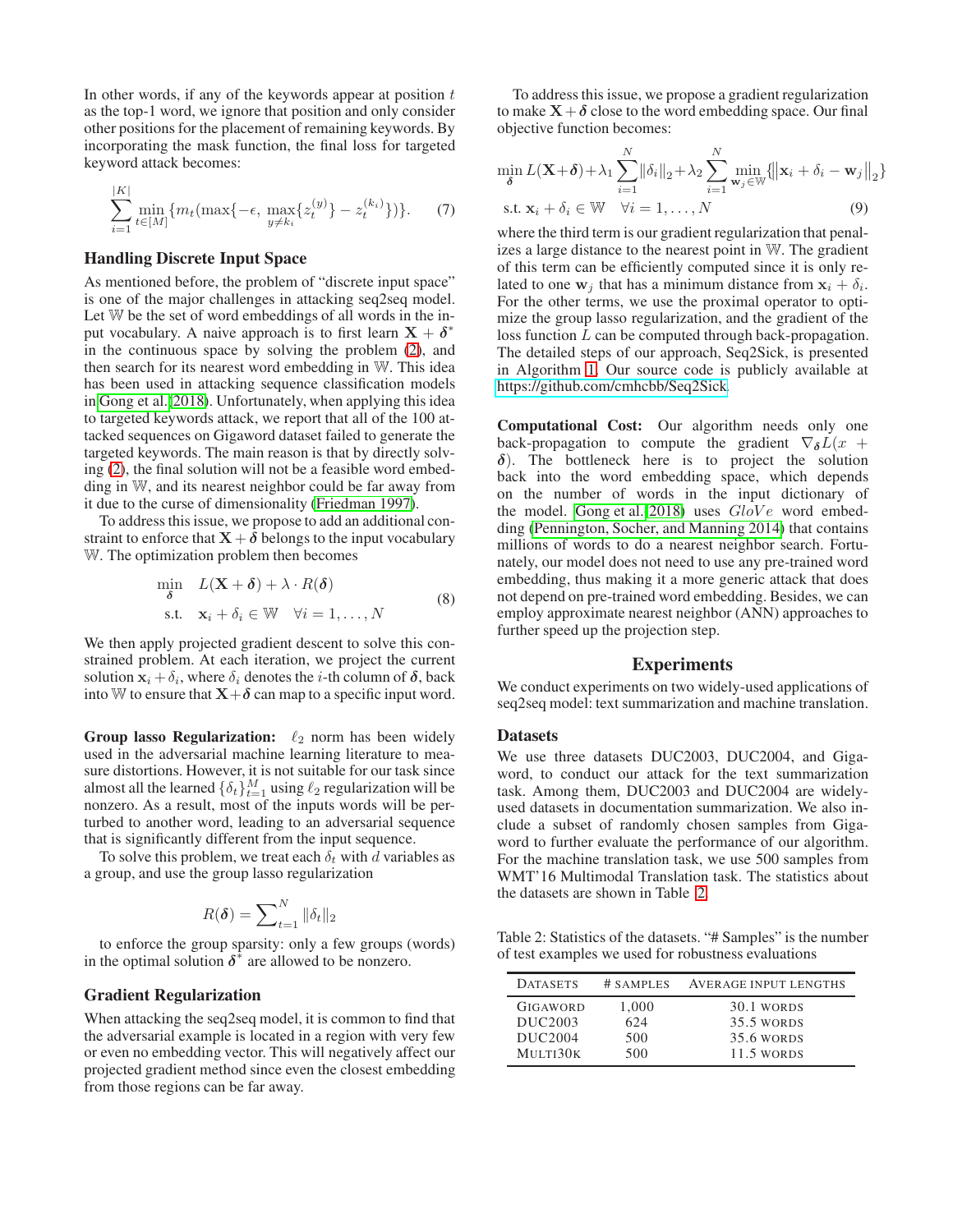In other words, if any of the keywords appear at position $t$ as the top-1 word, we ignore that position and only consider other positions for the placement of remaining keywords. By incorporating the mask function, the final loss for targeted keyword attack becomes:

$$\sum_{i=1}^{|K|} \min_{t \in [M]} \{m_t(\max\{-\epsilon, \max_{y \neq k_i}\{z_t^{(y)}\} - z_t^{(k_i)}\})\}. \tag{7}$$

## Handling Discrete Input Space

As mentioned before, the problem of "discrete input space" is one of the major challenges in attacking seq2seq model. Let $\mathbb{W}$ be the set of word embeddings of all words in the input vocabulary. A naive approach is to first learn $\mathbf{X} + \boldsymbol{\delta}^*$ in the continuous space by solving the problem (2), and then search for its nearest word embedding in $\mathbb{W}$. This idea has been used in attacking sequence classification models in Gong et al. 2018). Unfortunately, when applying this idea to targeted keywords attack, we report that all of the 100 attacked sequences on Gigaword dataset failed to generate the targeted keywords. The main reason is that by directly solving (2), the final solution will not be a feasible word embedding in $\mathbb{W}$, and its nearest neighbor could be far away from it due to the curse of dimensionality (Friedman 1997).

To address this issue, we propose to add an additional constraint to enforce that $\mathbf{X} + \boldsymbol{\delta}$ belongs to the input vocabulary $\mathbb{W}$. The optimization problem then becomes

$$\begin{aligned} \min_{\boldsymbol{\delta}} \quad & L(\mathbf{X} + \boldsymbol{\delta}) + \lambda \cdot R(\boldsymbol{\delta}) \\ \text{s.t.} \quad & \mathbf{x}_i + \delta_i \in \mathbb{W} \quad \forall i = 1, \ldots, N \end{aligned} \tag{8}$$

We then apply projected gradient descent to solve this constrained problem. At each iteration, we project the current solution $\mathbf{x}_i + \delta_i$, where $\delta_i$ denotes the $i$-th column of $\boldsymbol{\delta}$, back into $\mathbb{W}$ to ensure that $\mathbf{X} + \boldsymbol{\delta}$ can map to a specific input word.

**Group lasso Regularization:** $\ell_2$ norm has been widely used in the adversarial machine learning literature to measure distortions. However, it is not suitable for our task since almost all the learned $\{\delta_t\}_{t=1}^M$ using $\ell_2$ regularization will be nonzero. As a result, most of the inputs words will be perturbed to another word, leading to an adversarial sequence that is significantly different from the input sequence.

To solve this problem, we treat each $\delta_t$ with $d$ variables as a group, and use the group lasso regularization

$$R(\boldsymbol{\delta}) = \sum_{t=1}^{N} \|\delta_t\|_2$$

to enforce the group sparsity: only a few groups (words) in the optimal solution $\boldsymbol{\delta}^*$ are allowed to be nonzero.

## Gradient Regularization

When attacking the seq2seq model, it is common to find that the adversarial example is located in a region with very few or even no embedding vector. This will negatively affect our projected gradient method since even the closest embedding from those regions can be far away.

To address this issue, we propose a gradient regularization to make $\mathbf{X} + \boldsymbol{\delta}$ close to the word embedding space. Our final objective function becomes:

$$\begin{aligned} &\min_{\boldsymbol{\delta}} L(\mathbf{X}+\boldsymbol{\delta}) + \lambda_1 \sum_{i=1}^{N} \|\delta_i\|_2 + \lambda_2 \sum_{i=1}^{N} \min_{\mathbf{w}_j \in \mathbb{W}} \{\|\mathbf{x}_i + \delta_i - \mathbf{w}_j\|_2\} \\ &\text{s.t. } \mathbf{x}_i + \delta_i \in \mathbb{W} \quad \forall i = 1, \ldots, N \end{aligned} \tag{9}$$

where the third term is our gradient regularization that penalizes a large distance to the nearest point in $\mathbb{W}$. The gradient of this term can be efficiently computed since it is only related to one $\mathbf{w}_j$ that has a minimum distance from $\mathbf{x}_i + \delta_i$. For the other terms, we use the proximal operator to optimize the group lasso regularization, and the gradient of the loss function $L$ can be computed through back-propagation. The detailed steps of our approach, Seq2Sick, is presented in Algorithm 1. Our source code is publicly available at https://github.com/cmhcbb/Seq2Sick.

**Computational Cost:** Our algorithm needs only one back-propagation to compute the gradient $\nabla_{\boldsymbol{\delta}} L(x + \boldsymbol{\delta})$. The bottleneck here is to project the solution back into the word embedding space, which depends on the number of words in the input dictionary of the model. Gong et al. 2018) uses $GloVe$ word embedding (Pennington, Socher, and Manning 2014) that contains millions of words to do a nearest neighbor search. Fortunately, our model does not need to use any pre-trained word embedding, thus making it a more generic attack that does not depend on pre-trained word embedding. Besides, we can employ approximate nearest neighbor (ANN) approaches to further speed up the projection step.

# Experiments

We conduct experiments on two widely-used applications of seq2seq model: text summarization and machine translation.

## Datasets

We use three datasets DUC2003, DUC2004, and Gigaword, to conduct our attack for the text summarization task. Among them, DUC2003 and DUC2004 are widely-used datasets in documentation summarization. We also include a subset of randomly chosen samples from Gigaword to further evaluate the performance of our algorithm. For the machine translation task, we use 500 samples from WMT'16 Multimodal Translation task. The statistics about the datasets are shown in Table 2.

Table 2: Statistics of the datasets. "# Samples" is the number of test examples we used for robustness evaluations

| DATASETS | # SAMPLES | AVERAGE INPUT LENGTHS |
|---|---|---|
| GIGAWORD | 1,000 | 30.1 WORDS |
| DUC2003 | 624 | 35.5 WORDS |
| DUC2004 | 500 | 35.6 WORDS |
| MULTI30K | 500 | 11.5 WORDS |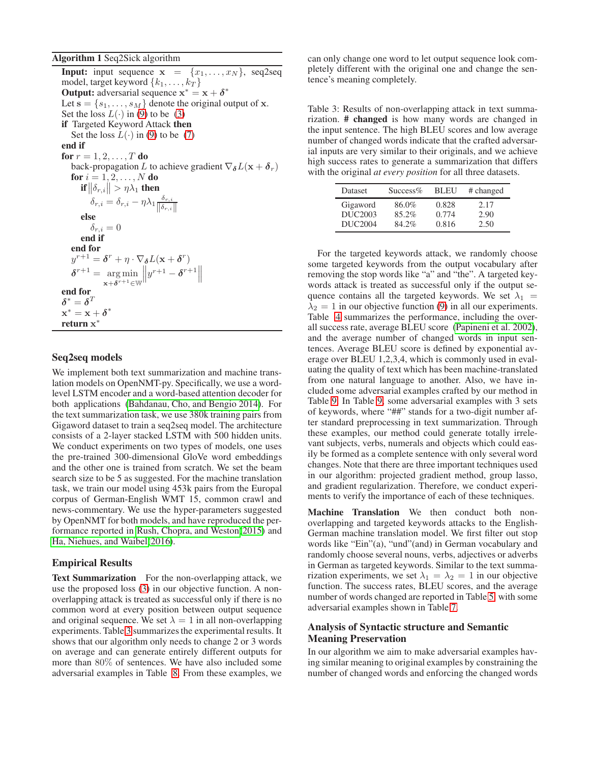**Algorithm 1** Seq2Sick algorithm

**Input:** input sequence $\mathbf{x} = \{x_1, \ldots, x_N\}$, seq2seq model, target keyword $\{k_1, \ldots, k_T\}$
**Output:** adversarial sequence $\mathbf{x}^* = \mathbf{x} + \boldsymbol{\delta}^*$
Let $\mathbf{s} = \{s_1, \ldots, s_M\}$ denote the original output of $\mathbf{x}$.
Set the loss $L(\cdot)$ in (9) to be (3)
**if** Targeted Keyword Attack **then**
  Set the loss $L(\cdot)$ in (9) to be (7)
**end if**
**for** $r = 1, 2, \ldots, T$ **do**
  back-propagation $L$ to achieve gradient $\nabla_{\boldsymbol{\delta}} L(\mathbf{x} + \boldsymbol{\delta}_r)$
  **for** $i = 1, 2, \ldots, N$ **do**
    **if** $\|\delta_{r,i}\| > \eta\lambda_1$ **then**
      $\delta_{r,i} = \delta_{r,i} - \eta\lambda_1 \frac{\delta_{r,i}}{\|\delta_{r,i}\|}$
    **else**
      $\delta_{r,i} = 0$
    **end if**
  **end for**
  $y^{r+1} = \boldsymbol{\delta}^r + \eta \cdot \nabla_{\boldsymbol{\delta}} L(\mathbf{x} + \boldsymbol{\delta}^r)$
  $\boldsymbol{\delta}^{r+1} = \underset{\mathbf{x}+\boldsymbol{\delta}^{r+1} \in \mathbb{W}}{\arg\min} \left\| y^{r+1} - \boldsymbol{\delta}^{r+1} \right\|$
**end for**
$\boldsymbol{\delta}^* = \boldsymbol{\delta}^T$
$\mathbf{x}^* = \mathbf{x} + \boldsymbol{\delta}^*$
**return** $\mathbf{x}^*$

## Seq2seq models

We implement both text summarization and machine translation models on OpenNMT-py. Specifically, we use a word-level LSTM encoder and a word-based attention decoder for both applications (Bahdanau, Cho, and Bengio 2014). For the text summarization task, we use 380k training pairs from Gigaword dataset to train a seq2seq model. The architecture consists of a 2-layer stacked LSTM with 500 hidden units. We conduct experiments on two types of models, one uses the pre-trained 300-dimensional GloVe word embeddings and the other one is trained from scratch. We set the beam search size to be 5 as suggested. For the machine translation task, we train our model using 453k pairs from the Europal corpus of German-English WMT 15, common crawl and news-commentary. We use the hyper-parameters suggested by OpenNMT for both models, and have reproduced the performance reported in Rush, Chopra, and Weston 2015) and Ha, Niehues, and Waibel 2016).

## Empirical Results

**Text Summarization** For the non-overlapping attack, we use the proposed loss (3) in our objective function. A non-overlapping attack is treated as successful only if there is no common word at every position between output sequence and original sequence. We set $\lambda = 1$ in all non-overlapping experiments. Table 3 summarizes the experimental results. It shows that our algorithm only needs to change 2 or 3 words on average and can generate entirely different outputs for more than 80% of sentences. We have also included some adversarial examples in Table 8. From these examples, we can only change one word to let output sequence look completely different with the original one and change the sentence's meaning completely.

Table 3: Results of non-overlapping attack in text summarization. **# changed** is how many words are changed in the input sentence. The high BLEU scores and low average number of changed words indicate that the crafted adversarial inputs are very similar to their originals, and we achieve high success rates to generate a summarization that differs with the original *at every position* for all three datasets.

| Dataset | Success% | BLEU | # changed |
|---|---|---|---|
| Gigaword | 86.0% | 0.828 | 2.17 |
| DUC2003 | 85.2% | 0.774 | 2.90 |
| DUC2004 | 84.2% | 0.816 | 2.50 |

For the targeted keywords attack, we randomly choose some targeted keywords from the output vocabulary after removing the stop words like "a" and "the". A targeted keywords attack is treated as successful only if the output sequence contains all the targeted keywords. We set $\lambda_1 = \lambda_2 = 1$ in our objective function (9) in all our experiments. Table 4 summarizes the performance, including the overall success rate, average BLEU score (Papineni et al. 2002), and the average number of changed words in input sentences. Average BLEU score is defined by exponential average over BLEU 1,2,3,4, which is commonly used in evaluating the quality of text which has been machine-translated from one natural language to another. Also, we have included some adversarial examples crafted by our method in Table 9. In Table 9, some adversarial examples with 3 sets of keywords, where "##" stands for a two-digit number after standard preprocessing in text summarization. Through these examples, our method could generate totally irrelevant subjects, verbs, numerals and objects which could easily be formed as a complete sentence with only several word changes. Note that there are three important techniques used in our algorithm: projected gradient method, group lasso, and gradient regularization. Therefore, we conduct experiments to verify the importance of each of these techniques.

**Machine Translation** We then conduct both non-overlapping and targeted keywords attacks to the English-German machine translation model. We first filter out stop words like "Ein"(a), "und"(and) in German vocabulary and randomly choose several nouns, verbs, adjectives or adverbs in German as targeted keywords. Similar to the text summarization experiments, we set $\lambda_1 = \lambda_2 = 1$ in our objective function. The success rates, BLEU scores, and the average number of words changed are reported in Table 5, with some adversarial examples shown in Table 7.

## Analysis of Syntactic structure and Semantic Meaning Preservation

In our algorithm we aim to make adversarial examples having similar meaning to original examples by constraining the number of changed words and enforcing the changed words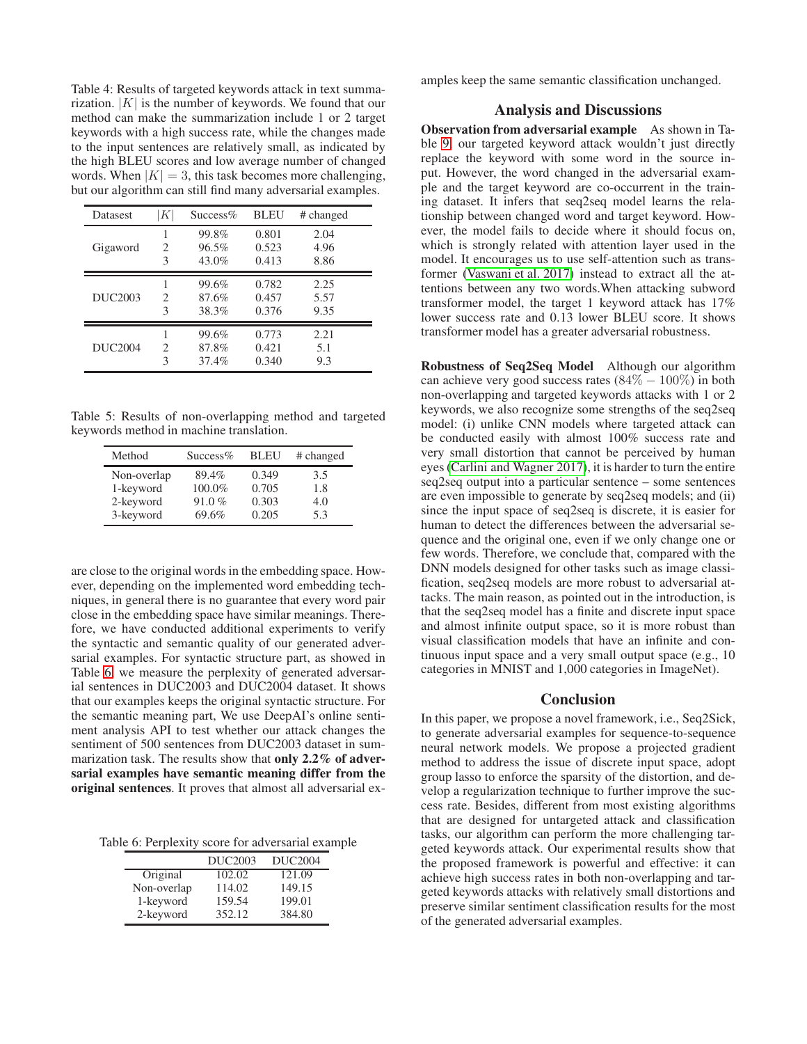Table 4: Results of targeted keywords attack in text summarization. $|K|$ is the number of keywords. We found that our method can make the summarization include 1 or 2 target keywords with a high success rate, while the changes made to the input sentences are relatively small, as indicated by the high BLEU scores and low average number of changed words. When $|K| = 3$, this task becomes more challenging, but our algorithm can still find many adversarial examples.

| Datasest | $\|K\|$ | Success% | BLEU | # changed |
|---|---|---|---|---|
| Gigaword | 1 | 99.8% | 0.801 | 2.04 |
| | 2 | 96.5% | 0.523 | 4.96 |
| | 3 | 43.0% | 0.413 | 8.86 |
| DUC2003 | 1 | 99.6% | 0.782 | 2.25 |
| | 2 | 87.6% | 0.457 | 5.57 |
| | 3 | 38.3% | 0.376 | 9.35 |
| DUC2004 | 1 | 99.6% | 0.773 | 2.21 |
| | 2 | 87.8% | 0.421 | 5.1 |
| | 3 | 37.4% | 0.340 | 9.3 |

Table 5: Results of non-overlapping method and targeted keywords method in machine translation.

| Method | Success% | BLEU | # changed |
|---|---|---|---|
| Non-overlap | 89.4% | 0.349 | 3.5 |
| 1-keyword | 100.0% | 0.705 | 1.8 |
| 2-keyword | 91.0 % | 0.303 | 4.0 |
| 3-keyword | 69.6% | 0.205 | 5.3 |

are close to the original words in the embedding space. However, depending on the implemented word embedding techniques, in general there is no guarantee that every word pair close in the embedding space have similar meanings. Therefore, we have conducted additional experiments to verify the syntactic and semantic quality of our generated adversarial examples. For syntactic structure part, as showed in Table 6, we measure the perplexity of generated adversarial sentences in DUC2003 and DUC2004 dataset. It shows that our examples keeps the original syntactic structure. For the semantic meaning part, We use DeepAI's online sentiment analysis API to test whether our attack changes the sentiment of 500 sentences from DUC2003 dataset in summarization task. The results show that **only 2.2% of adversarial examples have semantic meaning differ from the original sentences**. It proves that almost all adversarial examples keep the same semantic classification unchanged.

Table 6: Perplexity score for adversarial example

| | DUC2003 | DUC2004 |
|---|---|---|
| Original | 102.02 | 121.09 |
| Non-overlap | 114.02 | 149.15 |
| 1-keyword | 159.54 | 199.01 |
| 2-keyword | 352.12 | 384.80 |

## Analysis and Discussions

**Observation from adversarial example** As shown in Table 9, our targeted keyword attack wouldn't just directly replace the keyword with some word in the source input. However, the word changed in the adversarial example and the target keyword are co-occurrent in the training dataset. It infers that seq2seq model learns the relationship between changed word and target keyword. However, the model fails to decide where it should focus on, which is strongly related with attention layer used in the model. It encourages us to use self-attention such as transformer (Vaswani et al. 2017) instead to extract all the attentions between any two words.When attacking subword transformer model, the target 1 keyword attack has 17% lower success rate and 0.13 lower BLEU score. It shows transformer model has a greater adversarial robustness.

**Robustness of Seq2Seq Model** Although our algorithm can achieve very good success rates ($84\% - 100\%$) in both non-overlapping and targeted keywords attacks with 1 or 2 keywords, we also recognize some strengths of the seq2seq model: (i) unlike CNN models where targeted attack can be conducted easily with almost 100% success rate and very small distortion that cannot be perceived by human eyes (Carlini and Wagner 2017), it is harder to turn the entire seq2seq output into a particular sentence – some sentences are even impossible to generate by seq2seq models; and (ii) since the input space of seq2seq is discrete, it is easier for human to detect the differences between the adversarial sequence and the original one, even if we only change one or few words. Therefore, we conclude that, compared with the DNN models designed for other tasks such as image classification, seq2seq models are more robust to adversarial attacks. The main reason, as pointed out in the introduction, is that the seq2seq model has a finite and discrete input space and almost infinite output space, so it is more robust than visual classification models that have an infinite and continuous input space and a very small output space (e.g., 10 categories in MNIST and 1,000 categories in ImageNet).

## Conclusion

In this paper, we propose a novel framework, i.e., Seq2Sick, to generate adversarial examples for sequence-to-sequence neural network models. We propose a projected gradient method to address the issue of discrete input space, adopt group lasso to enforce the sparsity of the distortion, and develop a regularization technique to further improve the success rate. Besides, different from most existing algorithms that are designed for untargeted attack and classification tasks, our algorithm can perform the more challenging targeted keywords attack. Our experimental results show that the proposed framework is powerful and effective: it can achieve high success rates in both non-overlapping and targeted keywords attacks with relatively small distortions and preserve similar sentiment classification results for the most of the generated adversarial examples.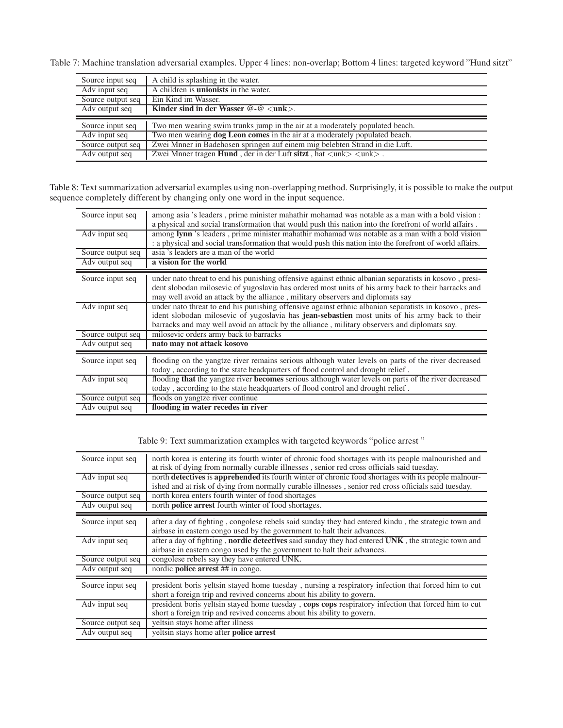Table 7: Machine translation adversarial examples. Upper 4 lines: non-overlap; Bottom 4 lines: targeted keyword "Hund sitzt"

| | |
|---|---|
| Source input seq | A child is splashing in the water. |
| Adv input seq | A children is **unionists** in the water. |
| Source output seq | Ein Kind im Wasser. |
| Adv output seq | **Kinder sind in der Wasser @-@ <unk>**. |
| Source input seq | Two men wearing swim trunks jump in the air at a moderately populated beach. |
| Adv input seq | Two men wearing **dog Leon comes** in the air at a moderately populated beach. |
| Source output seq | Zwei Mnner in Badehosen springen auf einem mig belebten Strand in die Luft. |
| Adv output seq | Zwei Mnner tragen **Hund** , der in der Luft **sitzt** , hat <unk> <unk> . |

Table 8: Text summarization adversarial examples using non-overlapping method. Surprisingly, it is possible to make the output sequence completely different by changing only one word in the input sequence.

| | |
|---|---|
| Source input seq | among asia 's leaders , prime minister mahathir mohamad was notable as a man with a bold vision : a physical and social transformation that would push this nation into the forefront of world affairs . |
| Adv input seq | among **lynn** 's leaders , prime minister mahathir mohamad was notable as a man with a bold vision : a physical and social transformation that would push this nation into the forefront of world affairs. |
| Source output seq | asia 's leaders are a man of the world |
| Adv output seq | **a vision for the world** |
| Source input seq | under nato threat to end his punishing offensive against ethnic albanian separatists in kosovo , president slobodan milosevic of yugoslavia has ordered most units of his army back to their barracks and may well avoid an attack by the alliance , military observers and diplomats say |
| Adv input seq | under nato threat to end his punishing offensive against ethnic albanian separatists in kosovo , president slobodan milosevic of yugoslavia has **jean-sebastien** most units of his army back to their barracks and may well avoid an attack by the alliance , military observers and diplomats say. |
| Source output seq | milosevic orders army back to barracks |
| Adv output seq | **nato may not attack kosovo** |
| Source input seq | flooding on the yangtze river remains serious although water levels on parts of the river decreased today , according to the state headquarters of flood control and drought relief . |
| Adv input seq | flooding **that** the yangtze river **becomes** serious although water levels on parts of the river decreased today , according to the state headquarters of flood control and drought relief . |
| Source output seq | floods on yangtze river continue |
| Adv output seq | **flooding in water recedes in river** |

Table 9: Text summarization examples with targeted keywords "police arrest "

| | |
|---|---|
| Source input seq | north korea is entering its fourth winter of chronic food shortages with its people malnourished and at risk of dying from normally curable illnesses , senior red cross officials said tuesday. |
| Adv input seq | north **detectives** is **apprehended** its fourth winter of chronic food shortages with its people malnourished and at risk of dying from normally curable illnesses , senior red cross officials said tuesday. |
| Source output seq | north korea enters fourth winter of food shortages |
| Adv output seq | north **police arrest** fourth winter of food shortages. |
| Source input seq | after a day of fighting , congolese rebels said sunday they had entered kindu , the strategic town and airbase in eastern congo used by the government to halt their advances. |
| Adv input seq | after a day of fighting , **nordic detectives** said sunday they had entered **UNK** , the strategic town and airbase in eastern congo used by the government to halt their advances. |
| Source output seq | congolese rebels say they have entered UNK. |
| Adv output seq | nordic **police arrest** ## in congo. |
| Source input seq | president boris yeltsin stayed home tuesday , nursing a respiratory infection that forced him to cut short a foreign trip and revived concerns about his ability to govern. |
| Adv input seq | president boris yeltsin stayed home tuesday , **cops cops** respiratory infection that forced him to cut short a foreign trip and revived concerns about his ability to govern. |
| Source output seq | yeltsin stays home after illness |
| Adv output seq | yeltsin stays home after **police arrest** |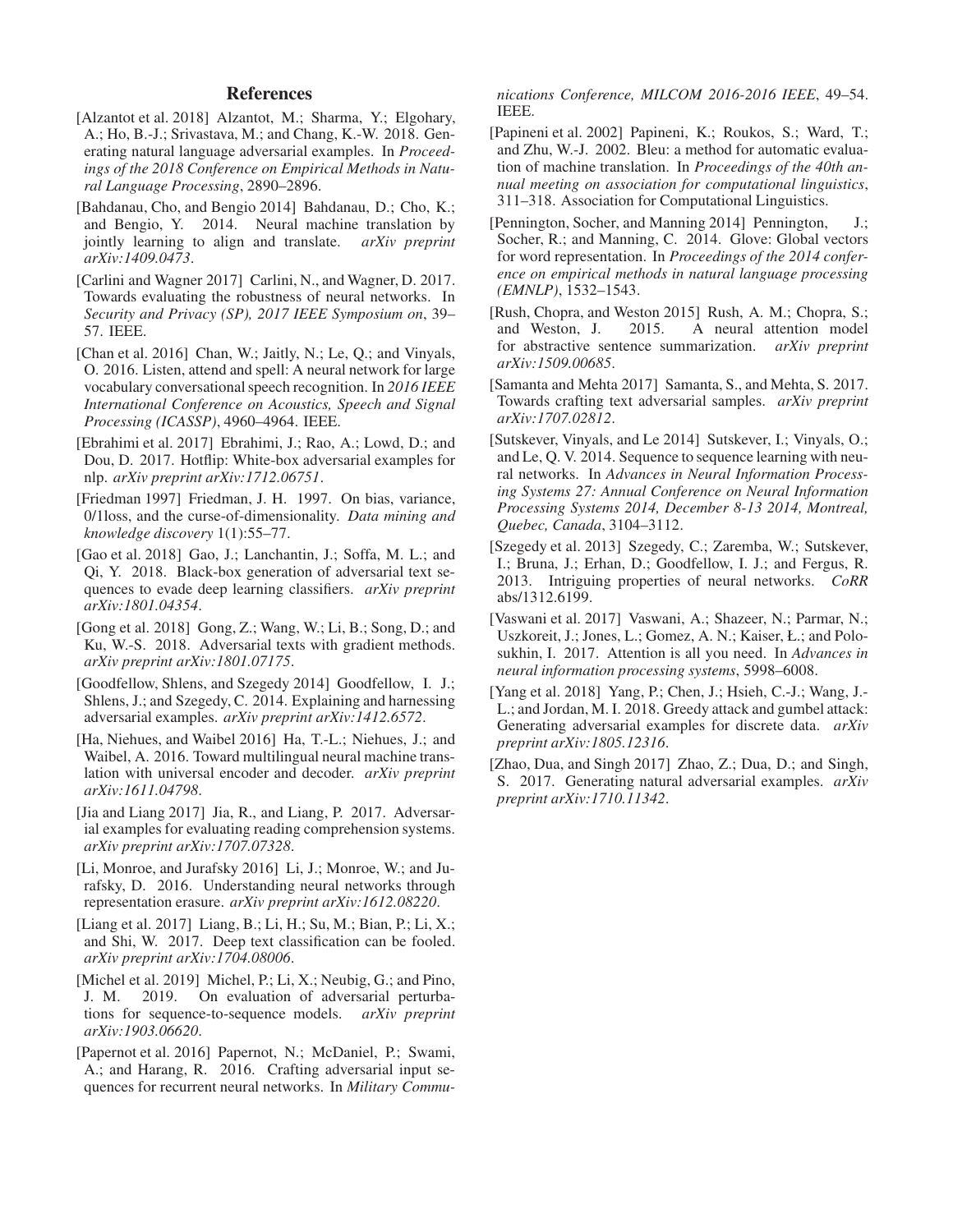## References

[Alzantot et al. 2018] Alzantot, M.; Sharma, Y.; Elgohary, A.; Ho, B.-J.; Srivastava, M.; and Chang, K.-W. 2018. Generating natural language adversarial examples. In *Proceedings of the 2018 Conference on Empirical Methods in Natural Language Processing*, 2890–2896.

[Bahdanau, Cho, and Bengio 2014] Bahdanau, D.; Cho, K.; and Bengio, Y. 2014. Neural machine translation by jointly learning to align and translate. *arXiv preprint arXiv:1409.0473*.

[Carlini and Wagner 2017] Carlini, N., and Wagner, D. 2017. Towards evaluating the robustness of neural networks. In *Security and Privacy (SP), 2017 IEEE Symposium on*, 39–57. IEEE.

[Chan et al. 2016] Chan, W.; Jaitly, N.; Le, Q.; and Vinyals, O. 2016. Listen, attend and spell: A neural network for large vocabulary conversational speech recognition. In *2016 IEEE International Conference on Acoustics, Speech and Signal Processing (ICASSP)*, 4960–4964. IEEE.

[Ebrahimi et al. 2017] Ebrahimi, J.; Rao, A.; Lowd, D.; and Dou, D. 2017. Hotflip: White-box adversarial examples for nlp. *arXiv preprint arXiv:1712.06751*.

[Friedman 1997] Friedman, J. H. 1997. On bias, variance, 0/1loss, and the curse-of-dimensionality. *Data mining and knowledge discovery* 1(1):55–77.

[Gao et al. 2018] Gao, J.; Lanchantin, J.; Soffa, M. L.; and Qi, Y. 2018. Black-box generation of adversarial text sequences to evade deep learning classifiers. *arXiv preprint arXiv:1801.04354*.

[Gong et al. 2018] Gong, Z.; Wang, W.; Li, B.; Song, D.; and Ku, W.-S. 2018. Adversarial texts with gradient methods. *arXiv preprint arXiv:1801.07175*.

[Goodfellow, Shlens, and Szegedy 2014] Goodfellow, I. J.; Shlens, J.; and Szegedy, C. 2014. Explaining and harnessing adversarial examples. *arXiv preprint arXiv:1412.6572*.

[Ha, Niehues, and Waibel 2016] Ha, T.-L.; Niehues, J.; and Waibel, A. 2016. Toward multilingual neural machine translation with universal encoder and decoder. *arXiv preprint arXiv:1611.04798*.

[Jia and Liang 2017] Jia, R., and Liang, P. 2017. Adversarial examples for evaluating reading comprehension systems. *arXiv preprint arXiv:1707.07328*.

[Li, Monroe, and Jurafsky 2016] Li, J.; Monroe, W.; and Jurafsky, D. 2016. Understanding neural networks through representation erasure. *arXiv preprint arXiv:1612.08220*.

[Liang et al. 2017] Liang, B.; Li, H.; Su, M.; Bian, P.; Li, X.; and Shi, W. 2017. Deep text classification can be fooled. *arXiv preprint arXiv:1704.08006*.

[Michel et al. 2019] Michel, P.; Li, X.; Neubig, G.; and Pino, J. M. 2019. On evaluation of adversarial perturbations for sequence-to-sequence models. *arXiv preprint arXiv:1903.06620*.

[Papernot et al. 2016] Papernot, N.; McDaniel, P.; Swami, A.; and Harang, R. 2016. Crafting adversarial input sequences for recurrent neural networks. In *Military Communications Conference, MILCOM 2016-2016 IEEE*, 49–54. IEEE.

[Papineni et al. 2002] Papineni, K.; Roukos, S.; Ward, T.; and Zhu, W.-J. 2002. Bleu: a method for automatic evaluation of machine translation. In *Proceedings of the 40th annual meeting on association for computational linguistics*, 311–318. Association for Computational Linguistics.

[Pennington, Socher, and Manning 2014] Pennington, J.; Socher, R.; and Manning, C. 2014. Glove: Global vectors for word representation. In *Proceedings of the 2014 conference on empirical methods in natural language processing (EMNLP)*, 1532–1543.

[Rush, Chopra, and Weston 2015] Rush, A. M.; Chopra, S.; and Weston, J. 2015. A neural attention model for abstractive sentence summarization. *arXiv preprint arXiv:1509.00685*.

[Samanta and Mehta 2017] Samanta, S., and Mehta, S. 2017. Towards crafting text adversarial samples. *arXiv preprint arXiv:1707.02812*.

[Sutskever, Vinyals, and Le 2014] Sutskever, I.; Vinyals, O.; and Le, Q. V. 2014. Sequence to sequence learning with neural networks. In *Advances in Neural Information Processing Systems 27: Annual Conference on Neural Information Processing Systems 2014, December 8-13 2014, Montreal, Quebec, Canada*, 3104–3112.

[Szegedy et al. 2013] Szegedy, C.; Zaremba, W.; Sutskever, I.; Bruna, J.; Erhan, D.; Goodfellow, I. J.; and Fergus, R. 2013. Intriguing properties of neural networks. *CoRR* abs/1312.6199.

[Vaswani et al. 2017] Vaswani, A.; Shazeer, N.; Parmar, N.; Uszkoreit, J.; Jones, L.; Gomez, A. N.; Kaiser, Ł.; and Polosukhin, I. 2017. Attention is all you need. In *Advances in neural information processing systems*, 5998–6008.

[Yang et al. 2018] Yang, P.; Chen, J.; Hsieh, C.-J.; Wang, J.-L.; and Jordan, M. I. 2018. Greedy attack and gumbel attack: Generating adversarial examples for discrete data. *arXiv preprint arXiv:1805.12316*.

[Zhao, Dua, and Singh 2017] Zhao, Z.; Dua, D.; and Singh, S. 2017. Generating natural adversarial examples. *arXiv preprint arXiv:1710.11342*.